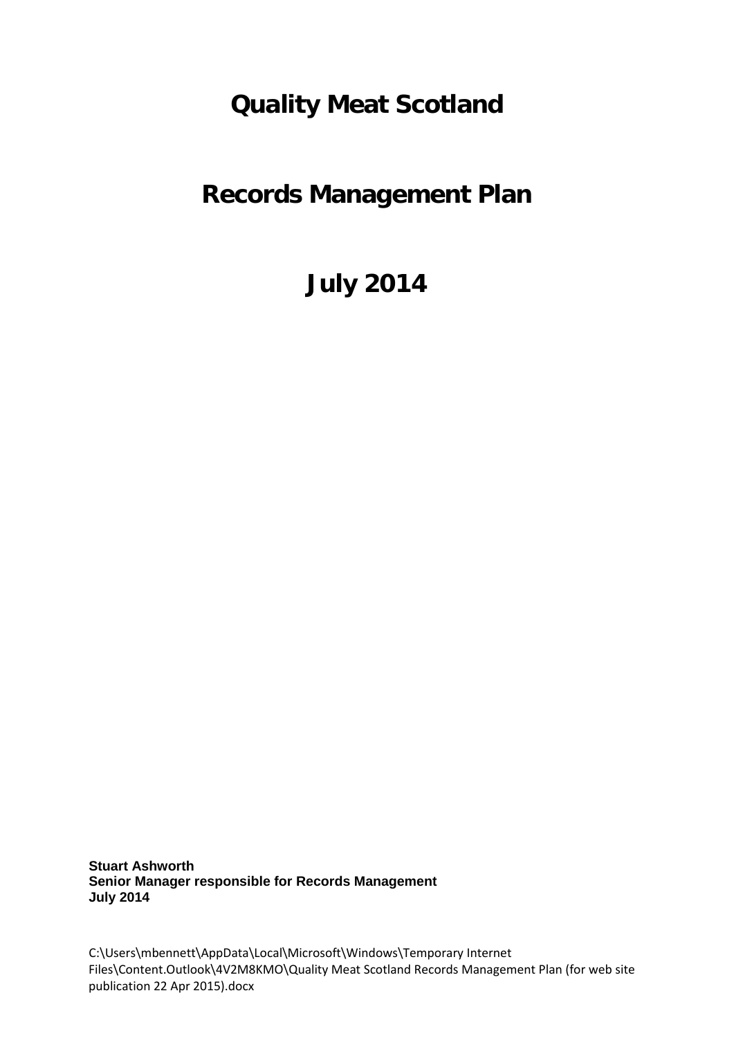# Quality Meat Scotland

# Records Management Plan

# July 2014

**Stuart Ashworth**
**Senior Manager responsible for Records Management**
**July 2014**

C:\Users\mbennett\AppData\Local\Microsoft\Windows\Temporary Internet Files\Content.Outlook\4V2M8KMO\Quality Meat Scotland Records Management Plan (for web site publication 22 Apr 2015).docx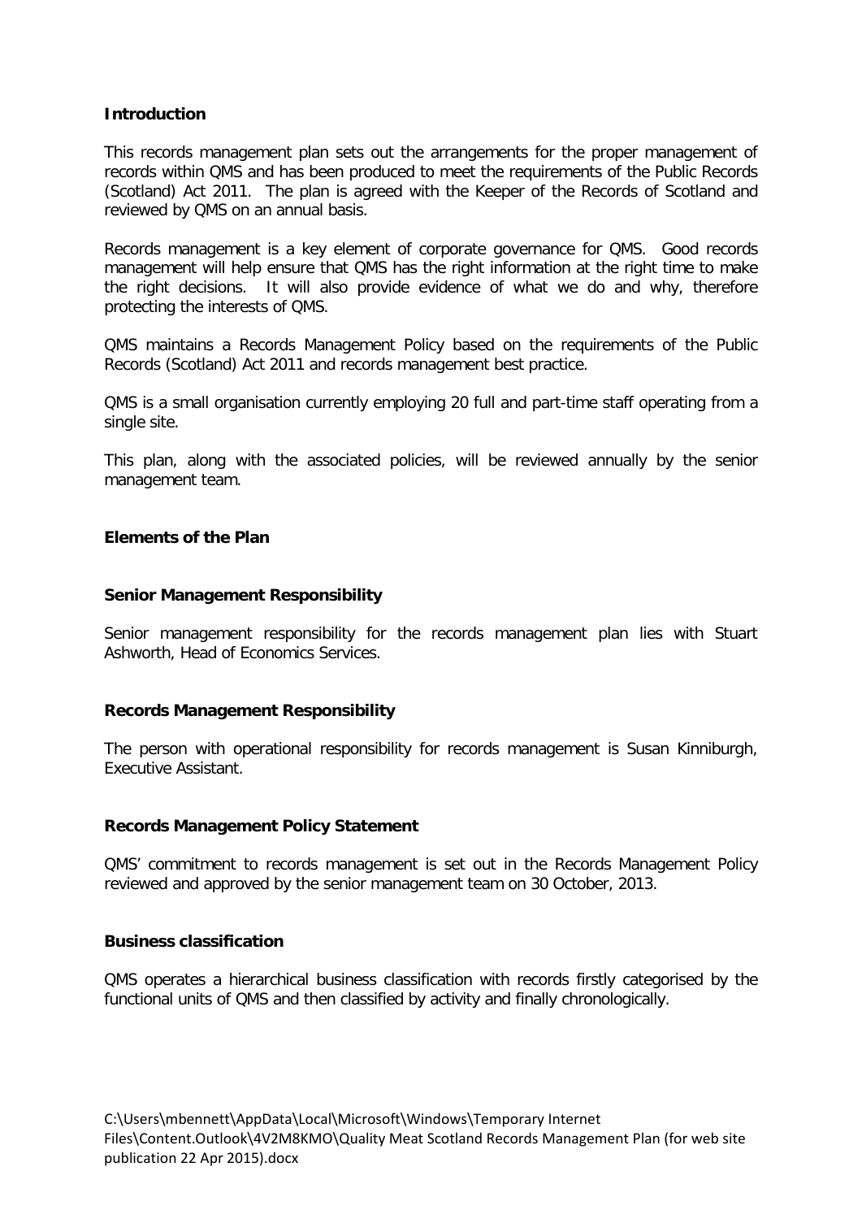**Introduction**

This records management plan sets out the arrangements for the proper management of records within QMS and has been produced to meet the requirements of the Public Records (Scotland) Act 2011. The plan is agreed with the Keeper of the Records of Scotland and reviewed by QMS on an annual basis.

Records management is a key element of corporate governance for QMS. Good records management will help ensure that QMS has the right information at the right time to make the right decisions. It will also provide evidence of what we do and why, therefore protecting the interests of QMS.

QMS maintains a Records Management Policy based on the requirements of the Public Records (Scotland) Act 2011 and records management best practice.

QMS is a small organisation currently employing 20 full and part-time staff operating from a single site.

This plan, along with the associated policies, will be reviewed annually by the senior management team.

**Elements of the Plan**

**Senior Management Responsibility**

Senior management responsibility for the records management plan lies with Stuart Ashworth, Head of Economics Services.

**Records Management Responsibility**

The person with operational responsibility for records management is Susan Kinniburgh, Executive Assistant.

**Records Management Policy Statement**

QMS' commitment to records management is set out in the Records Management Policy reviewed and approved by the senior management team on 30 October, 2013.

**Business classification**

QMS operates a hierarchical business classification with records firstly categorised by the functional units of QMS and then classified by activity and finally chronologically.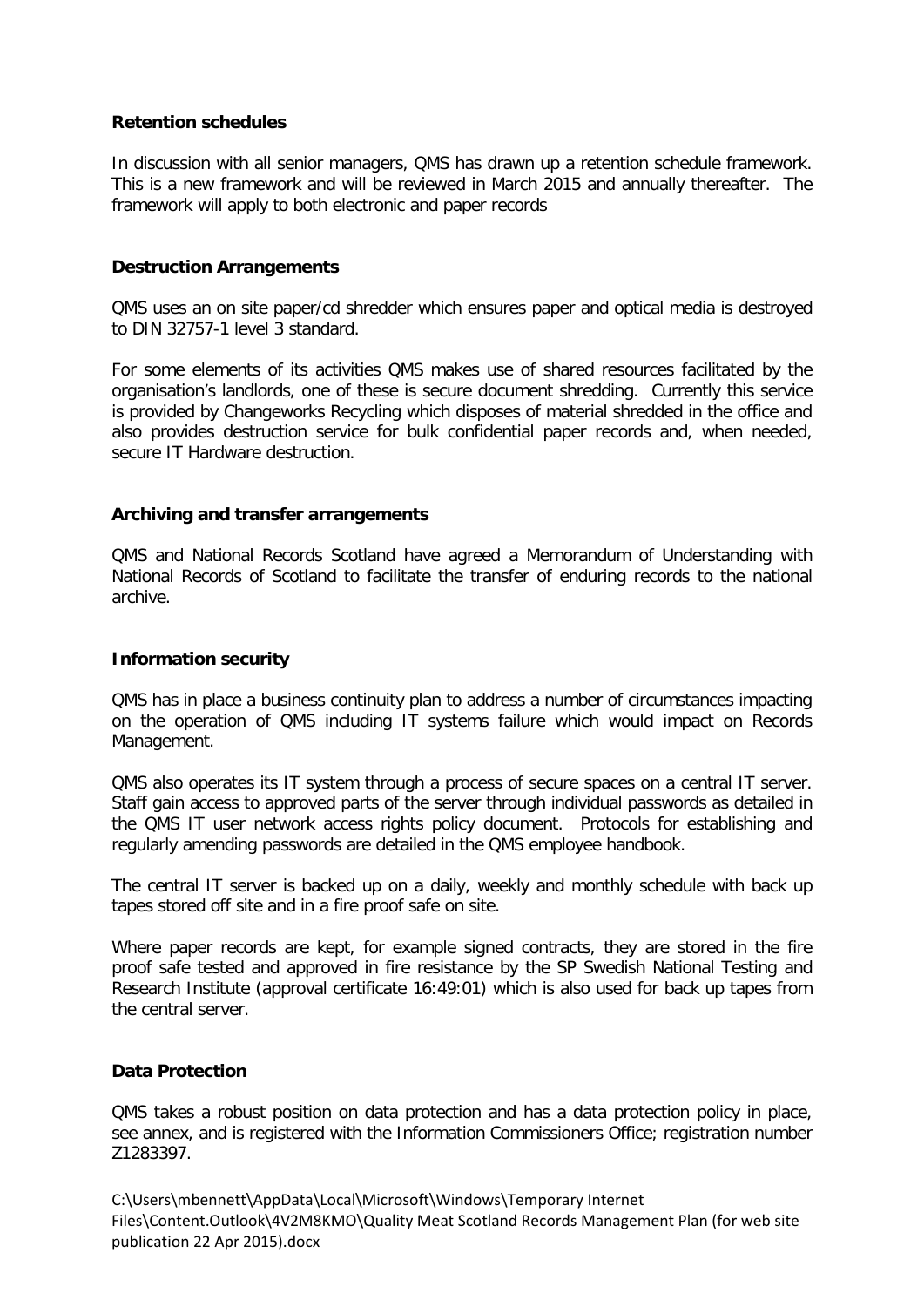**Retention schedules**

In discussion with all senior managers, QMS has drawn up a retention schedule framework. This is a new framework and will be reviewed in March 2015 and annually thereafter. The framework will apply to both electronic and paper records

**Destruction Arrangements**

QMS uses an on site paper/cd shredder which ensures paper and optical media is destroyed to DIN 32757-1 level 3 standard.

For some elements of its activities QMS makes use of shared resources facilitated by the organisation's landlords, one of these is secure document shredding. Currently this service is provided by Changeworks Recycling which disposes of material shredded in the office and also provides destruction service for bulk confidential paper records and, when needed, secure IT Hardware destruction.

**Archiving and transfer arrangements**

QMS and National Records Scotland have agreed a Memorandum of Understanding with National Records of Scotland to facilitate the transfer of enduring records to the national archive.

**Information security**

QMS has in place a business continuity plan to address a number of circumstances impacting on the operation of QMS including IT systems failure which would impact on Records Management.

QMS also operates its IT system through a process of secure spaces on a central IT server. Staff gain access to approved parts of the server through individual passwords as detailed in the QMS IT user network access rights policy document. Protocols for establishing and regularly amending passwords are detailed in the QMS employee handbook.

The central IT server is backed up on a daily, weekly and monthly schedule with back up tapes stored off site and in a fire proof safe on site.

Where paper records are kept, for example signed contracts, they are stored in the fire proof safe tested and approved in fire resistance by the SP Swedish National Testing and Research Institute (approval certificate 16:49:01) which is also used for back up tapes from the central server.

**Data Protection**

QMS takes a robust position on data protection and has a data protection policy in place, see annex, and is registered with the Information Commissioners Office; registration number Z1283397.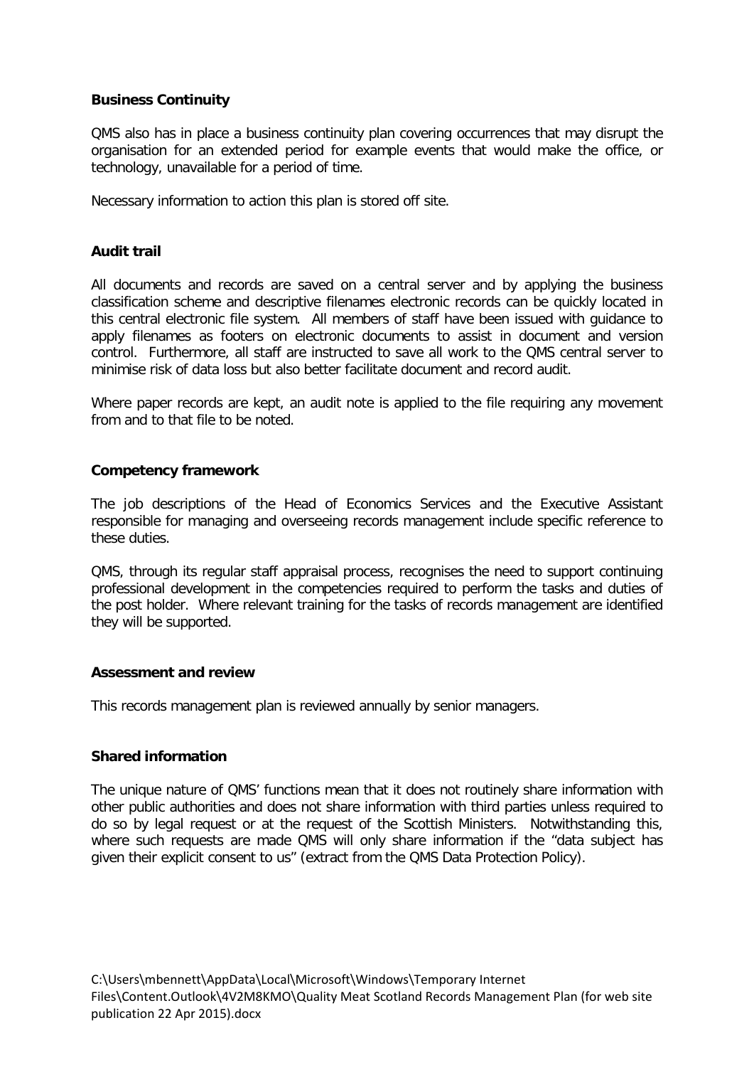**Business Continuity**

QMS also has in place a business continuity plan covering occurrences that may disrupt the organisation for an extended period for example events that would make the office, or technology, unavailable for a period of time.

Necessary information to action this plan is stored off site.

**Audit trail**

All documents and records are saved on a central server and by applying the business classification scheme and descriptive filenames electronic records can be quickly located in this central electronic file system. All members of staff have been issued with guidance to apply filenames as footers on electronic documents to assist in document and version control. Furthermore, all staff are instructed to save all work to the QMS central server to minimise risk of data loss but also better facilitate document and record audit.

Where paper records are kept, an audit note is applied to the file requiring any movement from and to that file to be noted.

**Competency framework**

The job descriptions of the Head of Economics Services and the Executive Assistant responsible for managing and overseeing records management include specific reference to these duties.

QMS, through its regular staff appraisal process, recognises the need to support continuing professional development in the competencies required to perform the tasks and duties of the post holder. Where relevant training for the tasks of records management are identified they will be supported.

**Assessment and review**

This records management plan is reviewed annually by senior managers.

**Shared information**

The unique nature of QMS' functions mean that it does not routinely share information with other public authorities and does not share information with third parties unless required to do so by legal request or at the request of the Scottish Ministers. Notwithstanding this, where such requests are made QMS will only share information if the "data subject has given their explicit consent to us" (extract from the QMS Data Protection Policy).